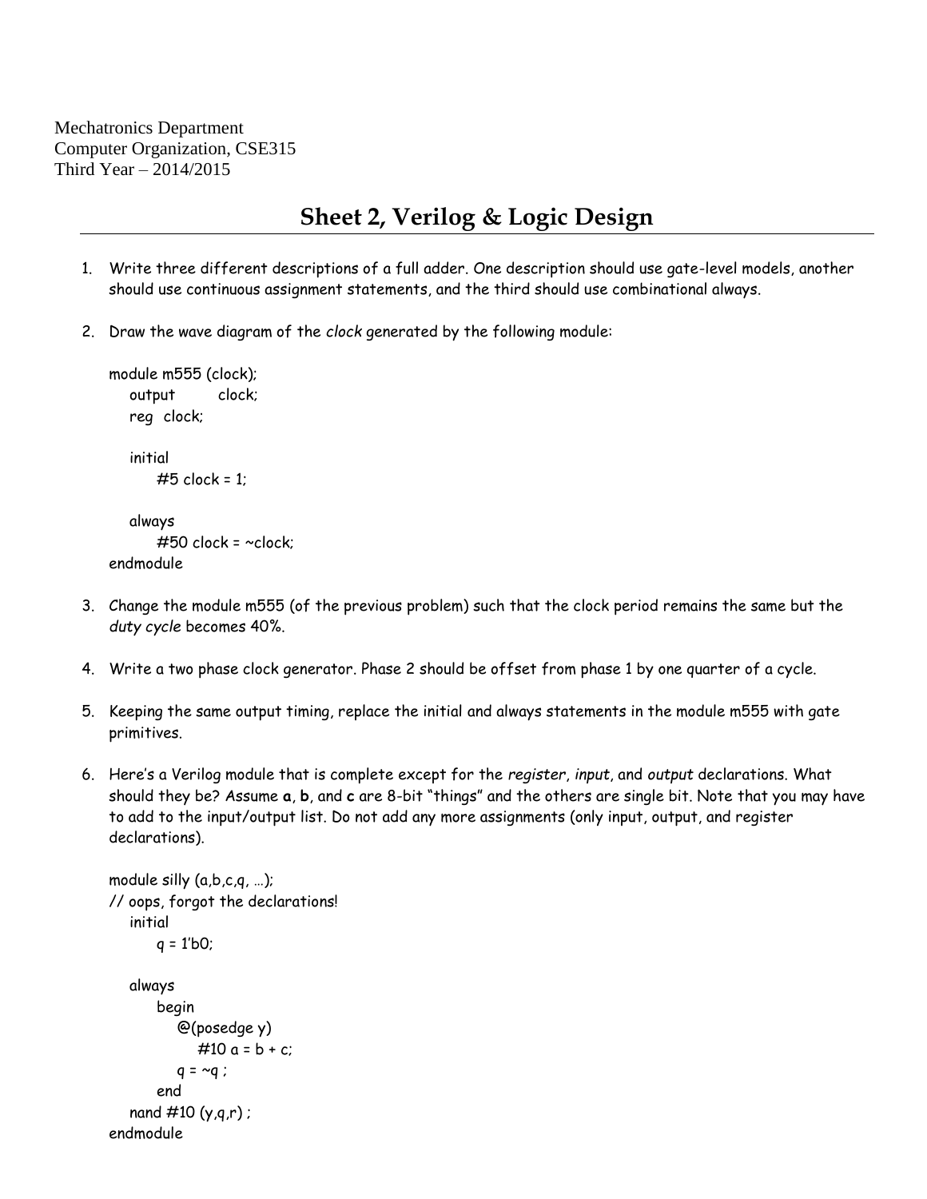Mechatronics Department
Computer Organization, CSE315
Third Year – 2014/2015

# Sheet 2, Verilog & Logic Design

1. Write three different descriptions of a full adder. One description should use gate-level models, another should use continuous assignment statements, and the third should use combinational always.

2. Draw the wave diagram of the *clock* generated by the following module:

```
module m555 (clock);
   output      clock;
   reg  clock;

   initial
      #5 clock = 1;

   always
      #50 clock = ~clock;
endmodule
```

3. Change the module m555 (of the previous problem) such that the clock period remains the same but the *duty cycle* becomes 40%.

4. Write a two phase clock generator. Phase 2 should be offset from phase 1 by one quarter of a cycle.

5. Keeping the same output timing, replace the initial and always statements in the module m555 with gate primitives.

6. Here's a Verilog module that is complete except for the *register*, *input*, and *output* declarations. What should they be? Assume **a**, **b**, and **c** are 8-bit "things" and the others are single bit. Note that you may have to add to the input/output list. Do not add any more assignments (only input, output, and register declarations).

```
module silly (a,b,c,q, …);
// oops, forgot the declarations!
   initial
      q = 1'b0;

   always
      begin
         @(posedge y)
            #10 a = b + c;
         q = ~q ;
      end
   nand #10 (y,q,r) ;
endmodule
```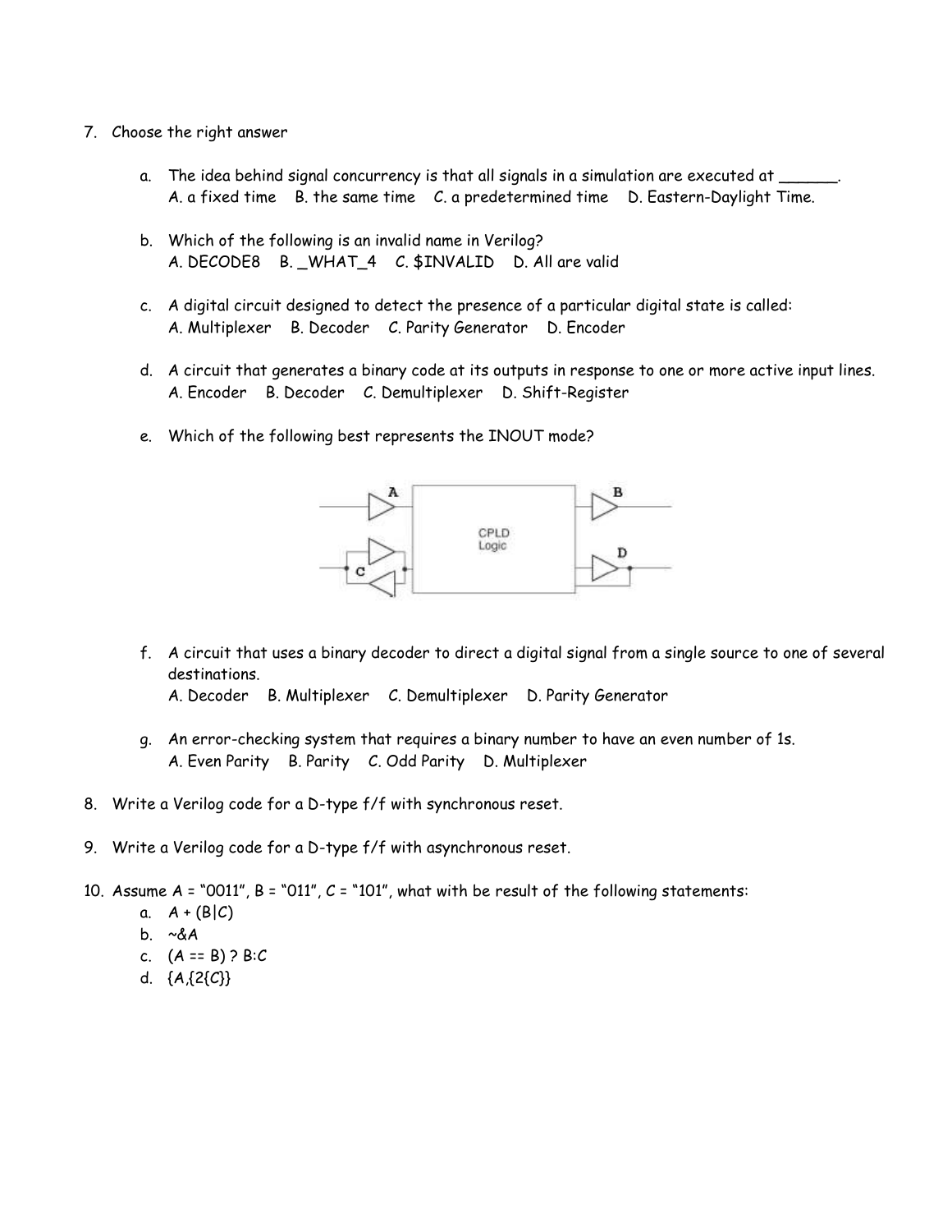7. Choose the right answer

   a. The idea behind signal concurrency is that all signals in a simulation are executed at ______.
      A. a fixed time   B. the same time   C. a predetermined time   D. Eastern-Daylight Time.

   b. Which of the following is an invalid name in Verilog?
      A. DECODE8   B. _WHAT_4   C. $INVALID   D. All are valid

   c. A digital circuit designed to detect the presence of a particular digital state is called:
      A. Multiplexer   B. Decoder   C. Parity Generator   D. Encoder

   d. A circuit that generates a binary code at its outputs in response to one or more active input lines.
      A. Encoder   B. Decoder   C. Demultiplexer   D. Shift-Register

   e. Which of the following best represents the INOUT mode?

      A

      B

      CPLD
      Logic

      C

      D

   f. A circuit that uses a binary decoder to direct a digital signal from a single source to one of several destinations.
      A. Decoder   B. Multiplexer   C. Demultiplexer   D. Parity Generator

   g. An error-checking system that requires a binary number to have an even number of 1s.
      A. Even Parity   B. Parity   C. Odd Parity   D. Multiplexer

8. Write a Verilog code for a D-type f/f with synchronous reset.

9. Write a Verilog code for a D-type f/f with asynchronous reset.

10. Assume A = "0011", B = "011", C = "101", what with be result of the following statements:
    a. A + (B|C)
    b. ~&A
    c. (A == B) ? B:C
    d. {A,{2{C}}